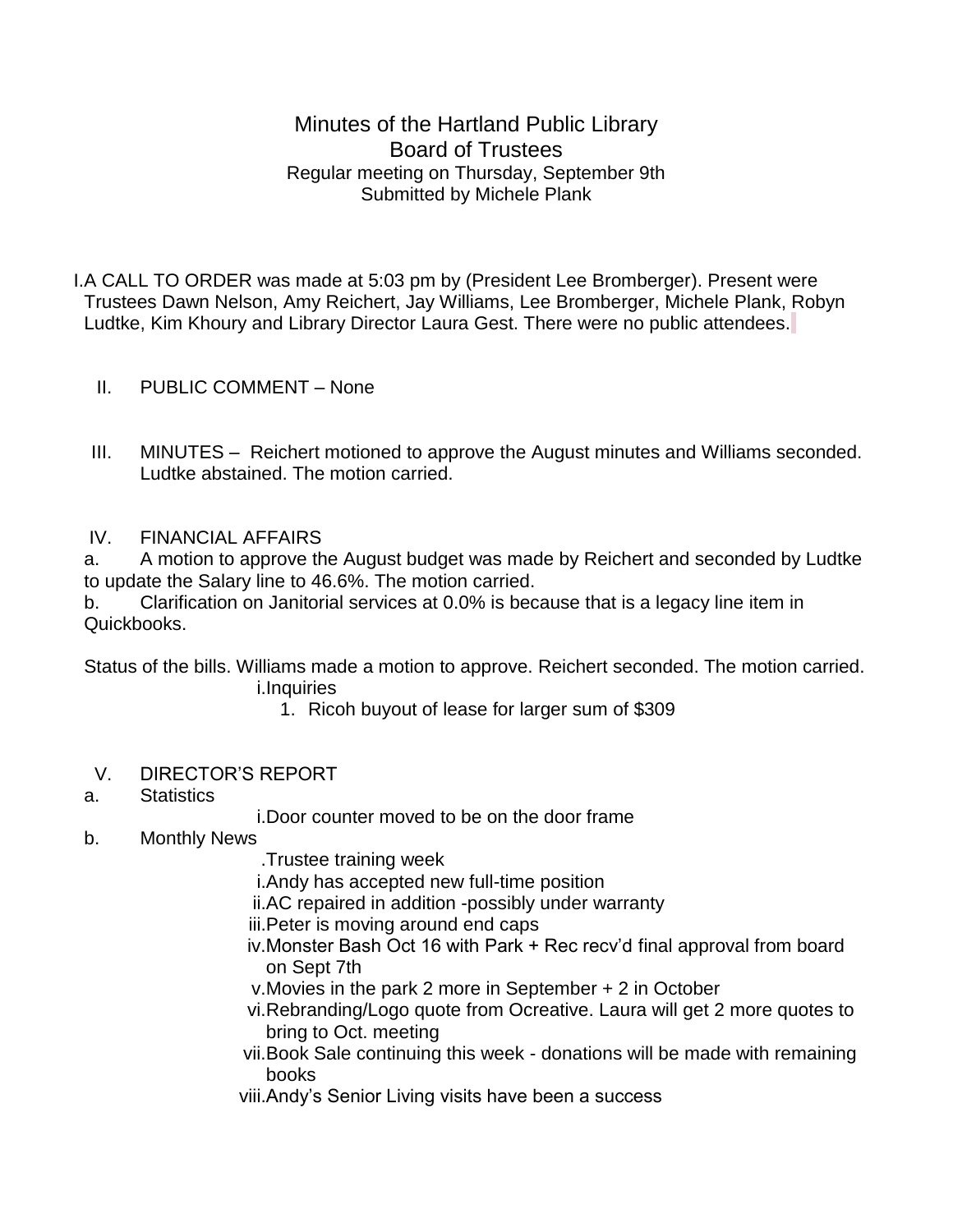# Minutes of the Hartland Public Library
# Board of Trustees

Regular meeting on Thursday, September 9th
Submitted by Michele Plank

I. A CALL TO ORDER was made at 5:03 pm by (President Lee Bromberger). Present were Trustees Dawn Nelson, Amy Reichert, Jay Williams, Lee Bromberger, Michele Plank, Robyn Ludtke, Kim Khoury and Library Director Laura Gest. There were no public attendees.

II. PUBLIC COMMENT – None

III. MINUTES – Reichert motioned to approve the August minutes and Williams seconded. Ludtke abstained. The motion carried.

IV. FINANCIAL AFFAIRS

a. A motion to approve the August budget was made by Reichert and seconded by Ludtke to update the Salary line to 46.6%. The motion carried.

b. Clarification on Janitorial services at 0.0% is because that is a legacy line item in Quickbooks.

Status of the bills. Williams made a motion to approve. Reichert seconded. The motion carried.

- i. Inquiries
  1. Ricoh buyout of lease for larger sum of $309

V. DIRECTOR'S REPORT

a. Statistics
- i. Door counter moved to be on the door frame

b. Monthly News
- . Trustee training week
- i. Andy has accepted new full-time position
- ii. AC repaired in addition -possibly under warranty
- iii. Peter is moving around end caps
- iv. Monster Bash Oct 16 with Park + Rec recv'd final approval from board on Sept 7th
- v. Movies in the park 2 more in September + 2 in October
- vi. Rebranding/Logo quote from Ocreative. Laura will get 2 more quotes to bring to Oct. meeting
- vii. Book Sale continuing this week - donations will be made with remaining books
- viii. Andy's Senior Living visits have been a success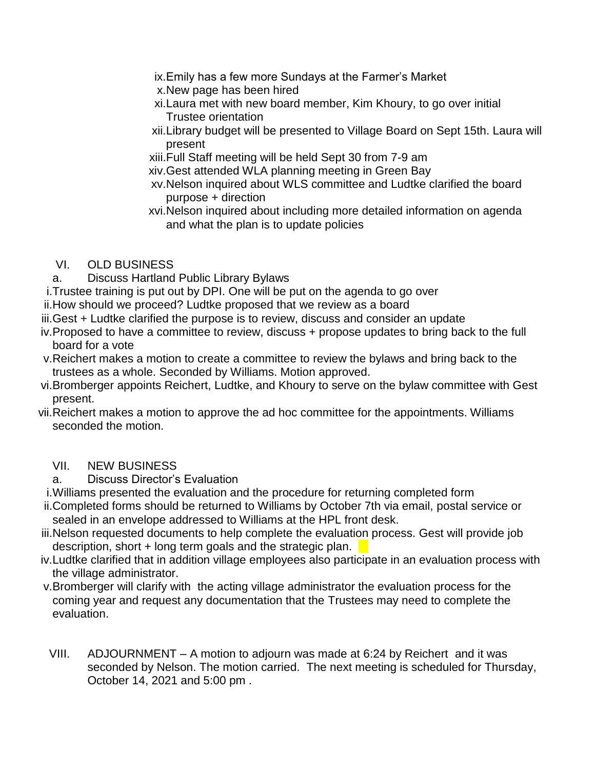ix. Emily has a few more Sundays at the Farmer's Market
x. New page has been hired
xi. Laura met with new board member, Kim Khoury, to go over initial Trustee orientation
xii. Library budget will be presented to Village Board on Sept 15th. Laura will present
xiii. Full Staff meeting will be held Sept 30 from 7-9 am
xiv. Gest attended WLA planning meeting in Green Bay
xv. Nelson inquired about WLS committee and Ludtke clarified the board purpose + direction
xvi. Nelson inquired about including more detailed information on agenda and what the plan is to update policies

VI. OLD BUSINESS

a. Discuss Hartland Public Library Bylaws

i. Trustee training is put out by DPI. One will be put on the agenda to go over
ii. How should we proceed? Ludtke proposed that we review as a board
iii. Gest + Ludtke clarified the purpose is to review, discuss and consider an update
iv. Proposed to have a committee to review, discuss + propose updates to bring back to the full board for a vote
v. Reichert makes a motion to create a committee to review the bylaws and bring back to the trustees as a whole. Seconded by Williams. Motion approved.
vi. Bromberger appoints Reichert, Ludtke, and Khoury to serve on the bylaw committee with Gest present.
vii. Reichert makes a motion to approve the ad hoc committee for the appointments. Williams seconded the motion.

VII. NEW BUSINESS

a. Discuss Director's Evaluation

i. Williams presented the evaluation and the procedure for returning completed form
ii. Completed forms should be returned to Williams by October 7th via email, postal service or sealed in an envelope addressed to Williams at the HPL front desk.
iii. Nelson requested documents to help complete the evaluation process. Gest will provide job description, short + long term goals and the strategic plan.
iv. Ludtke clarified that in addition village employees also participate in an evaluation process with the village administrator.
v. Bromberger will clarify with the acting village administrator the evaluation process for the coming year and request any documentation that the Trustees may need to complete the evaluation.

VIII. ADJOURNMENT – A motion to adjourn was made at 6:24 by Reichert and it was seconded by Nelson. The motion carried. The next meeting is scheduled for Thursday, October 14, 2021 and 5:00 pm .